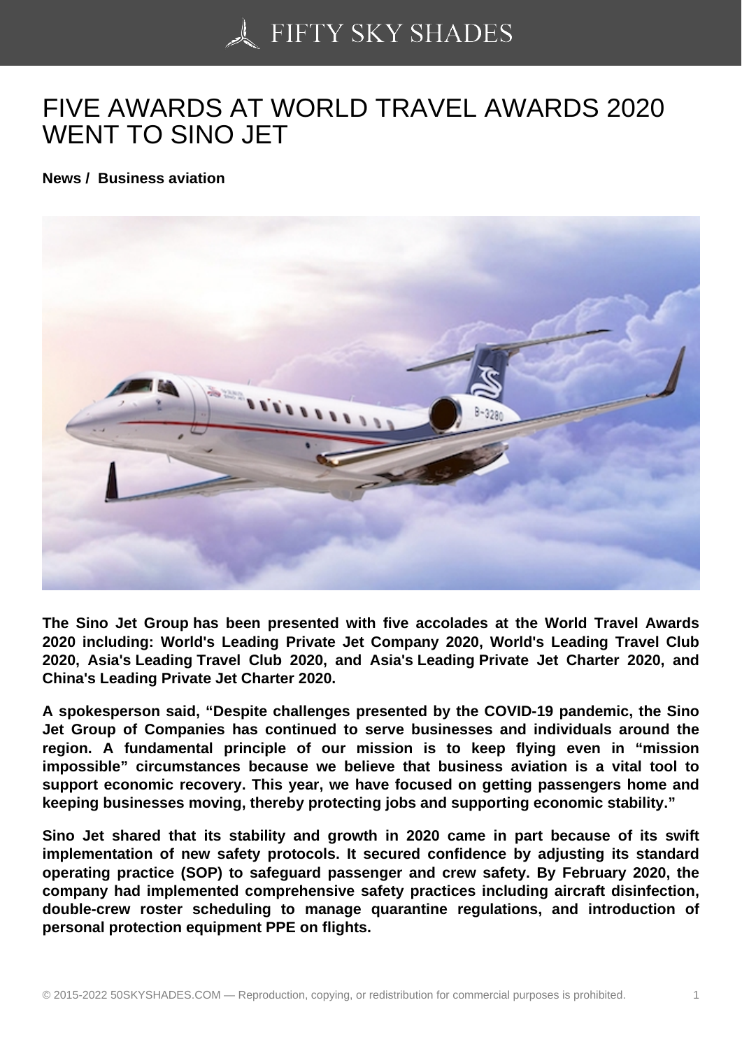# FIVE AWARDS AT WORLD TRAVEL AWARDS 2020 WENT TO SINO JET

**News / Business aviation**

**The Sino Jet Group has been presented with five accolades at the World Travel Awards 2020 including: World's Leading Private Jet Company 2020, World's Leading Travel Club 2020, Asia's Leading Travel Club 2020, and Asia's Leading Private Jet Charter 2020, and China's Leading Private Jet Charter 2020.**

**A spokesperson said, "Despite challenges presented by the COVID-19 pandemic, the Sino Jet Group of Companies has continued to serve businesses and individuals around the region. A fundamental principle of our mission is to keep flying even in "mission impossible" circumstances because we believe that business aviation is a vital tool to support economic recovery. This year, we have focused on getting passengers home and keeping businesses moving, thereby protecting jobs and supporting economic stability."**

**Sino Jet shared that its stability and growth in 2020 came in part because of its swift implementation of new safety protocols. It secured confidence by adjusting its standard operating practice (SOP) to safeguard passenger and crew safety. By February 2020, the company had implemented comprehensive safety practices including aircraft disinfection, double-crew roster scheduling to manage quarantine regulations, and introduction of personal protection equipment PPE on flights.**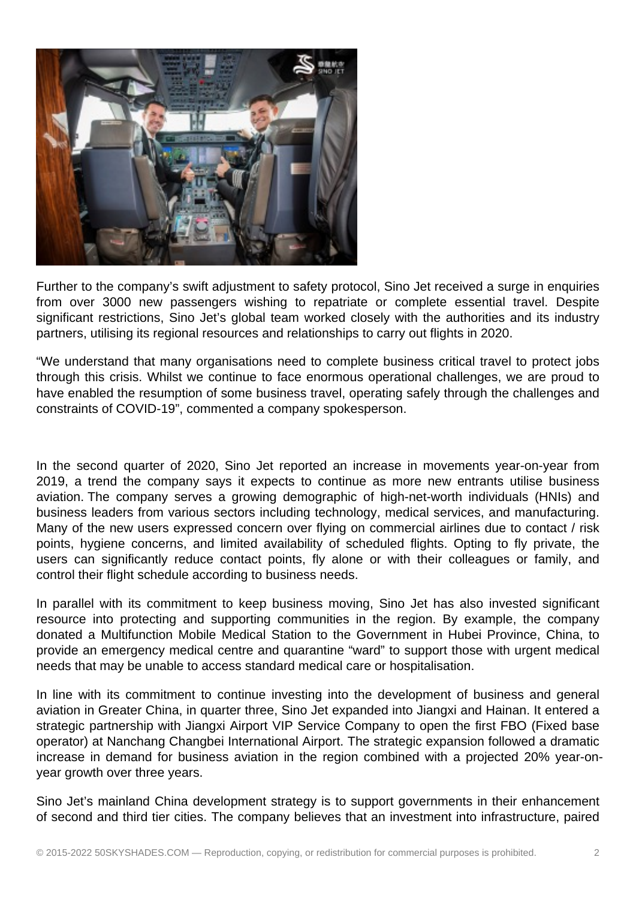Further to the company's swift adjustment to safety protocol, Sino Jet received a surge in enquiries from over 3000 new passengers wishing to repatriate or complete essential travel. Despite significant restrictions, Sino Jet's global team worked closely with the authorities and its industry partners, utilising its regional resources and relationships to carry out flights in 2020.

"We understand that many organisations need to complete business critical travel to protect jobs through this crisis. Whilst we continue to face enormous operational challenges, we are proud to have enabled the resumption of some business travel, operating safely through the challenges and constraints of COVID-19", commented a company spokesperson.

In the second quarter of 2020, Sino Jet reported an increase in movements year-on-year from 2019, a trend the company says it expects to continue as more new entrants utilise business aviation. The company serves a growing demographic of high-net-worth individuals (HNIs) and business leaders from various sectors including technology, medical services, and manufacturing. Many of the new users expressed concern over flying on commercial airlines due to contact / risk points, hygiene concerns, and limited availability of scheduled flights. Opting to fly private, the users can significantly reduce contact points, fly alone or with their colleagues or family, and control their flight schedule according to business needs.

In parallel with its commitment to keep business moving, Sino Jet has also invested significant resource into protecting and supporting communities in the region. By example, the company donated a Multifunction Mobile Medical Station to the Government in Hubei Province, China, to provide an emergency medical centre and quarantine "ward" to support those with urgent medical needs that may be unable to access standard medical care or hospitalisation.

In line with its commitment to continue investing into the development of business and general aviation in Greater China, in quarter three, Sino Jet expanded into Jiangxi and Hainan. It entered a strategic partnership with Jiangxi Airport VIP Service Company to open the first FBO (Fixed base operator) at Nanchang Changbei International Airport. The strategic expansion followed a dramatic increase in demand for business aviation in the region combined with a projected 20% year-on-year growth over three years.

Sino Jet's mainland China development strategy is to support governments in their enhancement of second and third tier cities. The company believes that an investment into infrastructure, paired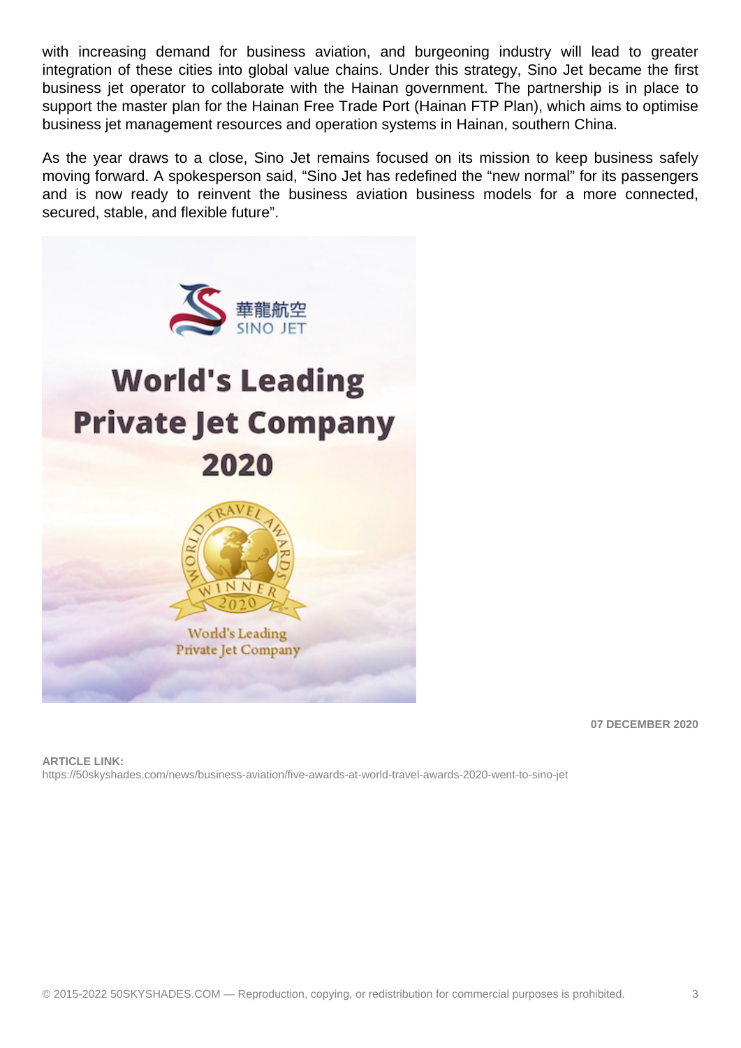with increasing demand for business aviation, and burgeoning industry will lead to greater integration of these cities into global value chains. Under this strategy, Sino Jet became the first business jet operator to collaborate with the Hainan government. The partnership is in place to support the master plan for the Hainan Free Trade Port (Hainan FTP Plan), which aims to optimise business jet management resources and operation systems in Hainan, southern China.

As the year draws to a close, Sino Jet remains focused on its mission to keep business safely moving forward. A spokesperson said, “Sino Jet has redefined the “new normal” for its passengers and is now ready to reinvent the business aviation business models for a more connected, secured, stable, and flexible future”.

華龍航空
SINO JET

World's Leading
Private Jet Company
2020

WORLD TRAVEL AWARDS
WINNER
2020

World's Leading
Private Jet Company

**07 DECEMBER 2020**

**ARTICLE LINK:**
https://50skyshades.com/news/business-aviation/five-awards-at-world-travel-awards-2020-went-to-sino-jet